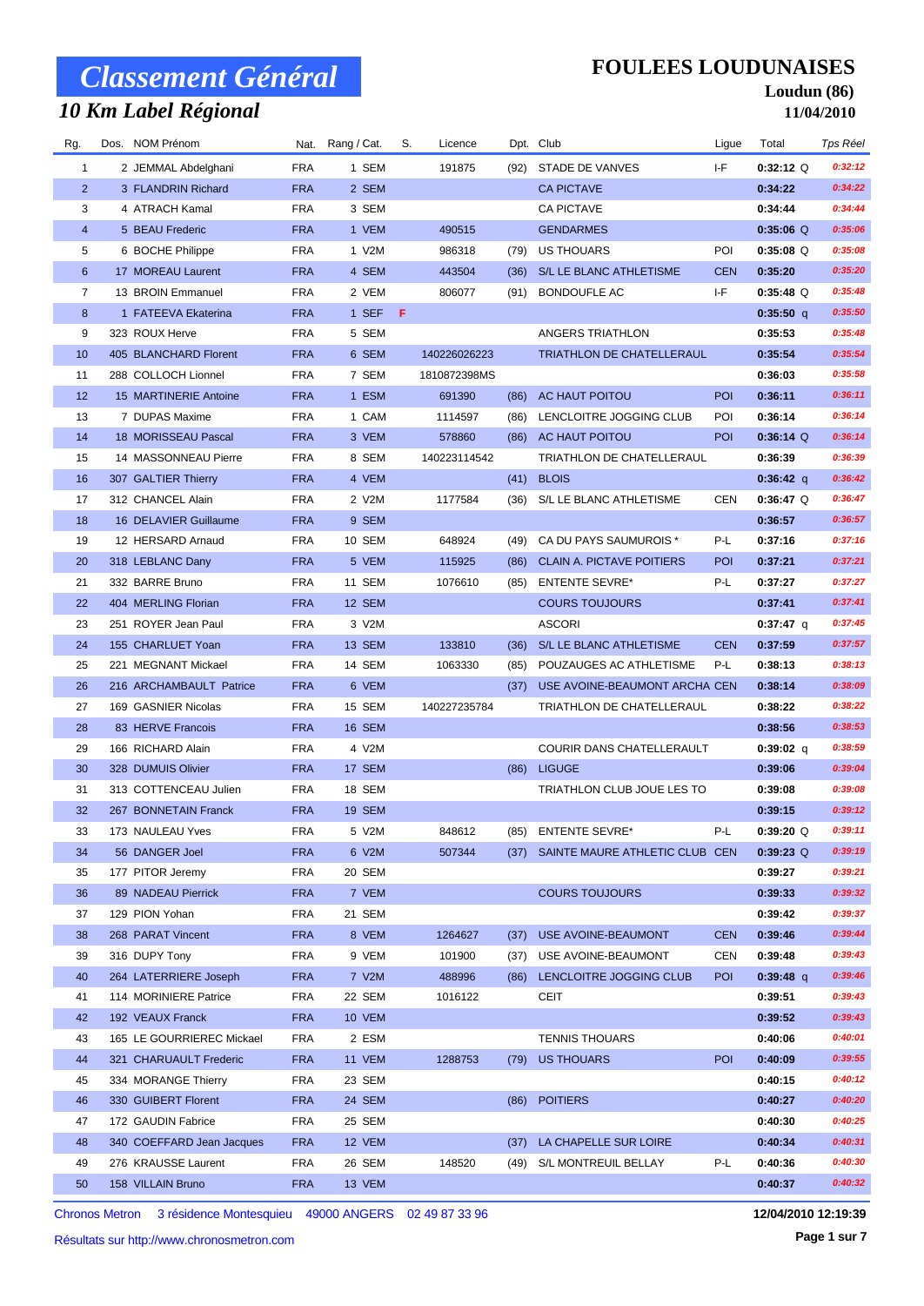# Classement Général

## 10 Km Label Régional

**FOULEES LOUDUNAISES**

**Loudun (86)**

**11/04/2010**

| Rg. | Dos. | NOM Prénom | Nat. | Rang / Cat. | S. | Licence | Dpt. | Club | Ligue | Total | Tps Réel |
|---|---|---|---|---|---|---|---|---|---|---|---|
| 1 | 2 | JEMMAL Abdelghani | FRA | 1 SEM | | 191875 | (92) | STADE DE VANVES | I-F | 0:32:12 Q | 0:32:12 |
| 2 | 3 | FLANDRIN Richard | FRA | 2 SEM | | | | CA PICTAVE | | 0:34:22 | 0:34:22 |
| 3 | 4 | ATRACH Kamal | FRA | 3 SEM | | | | CA PICTAVE | | 0:34:44 | 0:34:44 |
| 4 | 5 | BEAU Frederic | FRA | 1 VEM | | 490515 | | GENDARMES | | 0:35:06 Q | 0:35:06 |
| 5 | 6 | BOCHE Philippe | FRA | 1 V2M | | 986318 | (79) | US THOUARS | POI | 0:35:08 Q | 0:35:08 |
| 6 | 17 | MOREAU Laurent | FRA | 4 SEM | | 443504 | (36) | S/L LE BLANC ATHLETISME | CEN | 0:35:20 | 0:35:20 |
| 7 | 13 | BROIN Emmanuel | FRA | 2 VEM | | 806077 | (91) | BONDOUFLE AC | I-F | 0:35:48 Q | 0:35:48 |
| 8 | 1 | FATEEVA Ekaterina | FRA | 1 SEF | F | | | | | 0:35:50 q | 0:35:50 |
| 9 | 323 | ROUX Herve | FRA | 5 SEM | | | | ANGERS TRIATHLON | | 0:35:53 | 0:35:48 |
| 10 | 405 | BLANCHARD Florent | FRA | 6 SEM | | 140226026223 | | TRIATHLON DE CHATELLERAUL | | 0:35:54 | 0:35:54 |
| 11 | 288 | COLLOCH Lionnel | FRA | 7 SEM | | 1810872398MS | | | | 0:36:03 | 0:35:58 |
| 12 | 15 | MARTINERIE Antoine | FRA | 1 ESM | | 691390 | (86) | AC HAUT POITOU | POI | 0:36:11 | 0:36:11 |
| 13 | 7 | DUPAS Maxime | FRA | 1 CAM | | 1114597 | (86) | LENCLOITRE JOGGING CLUB | POI | 0:36:14 | 0:36:14 |
| 14 | 18 | MORISSEAU Pascal | FRA | 3 VEM | | 578860 | (86) | AC HAUT POITOU | POI | 0:36:14 Q | 0:36:14 |
| 15 | 14 | MASSONNEAU Pierre | FRA | 8 SEM | | 140223114542 | | TRIATHLON DE CHATELLERAUL | | 0:36:39 | 0:36:39 |
| 16 | 307 | GALTIER Thierry | FRA | 4 VEM | | | (41) | BLOIS | | 0:36:42 q | 0:36:42 |
| 17 | 312 | CHANCEL Alain | FRA | 2 V2M | | 1177584 | (36) | S/L LE BLANC ATHLETISME | CEN | 0:36:47 Q | 0:36:47 |
| 18 | 16 | DELAVIER Guillaume | FRA | 9 SEM | | | | | | 0:36:57 | 0:36:57 |
| 19 | 12 | HERSARD Arnaud | FRA | 10 SEM | | 648924 | (49) | CA DU PAYS SAUMUROIS * | P-L | 0:37:16 | 0:37:16 |
| 20 | 318 | LEBLANC Dany | FRA | 5 VEM | | 115925 | (86) | CLAIN A. PICTAVE POITIERS | POI | 0:37:21 | 0:37:21 |
| 21 | 332 | BARRE Bruno | FRA | 11 SEM | | 1076610 | (85) | ENTENTE SEVRE* | P-L | 0:37:27 | 0:37:27 |
| 22 | 404 | MERLING Florian | FRA | 12 SEM | | | | COURS TOUJOURS | | 0:37:41 | 0:37:41 |
| 23 | 251 | ROYER Jean Paul | FRA | 3 V2M | | | | ASCORI | | 0:37:47 q | 0:37:45 |
| 24 | 155 | CHARLUET Yoan | FRA | 13 SEM | | 133810 | (36) | S/L LE BLANC ATHLETISME | CEN | 0:37:59 | 0:37:57 |
| 25 | 221 | MEGNANT Mickael | FRA | 14 SEM | | 1063330 | (85) | POUZAUGES AC ATHLETISME | P-L | 0:38:13 | 0:38:13 |
| 26 | 216 | ARCHAMBAULT Patrice | FRA | 6 VEM | | | (37) | USE AVOINE-BEAUMONT ARCHA | CEN | 0:38:14 | 0:38:09 |
| 27 | 169 | GASNIER Nicolas | FRA | 15 SEM | | 140227235784 | | TRIATHLON DE CHATELLERAUL | | 0:38:22 | 0:38:22 |
| 28 | 83 | HERVE Francois | FRA | 16 SEM | | | | | | 0:38:56 | 0:38:53 |
| 29 | 166 | RICHARD Alain | FRA | 4 V2M | | | | COURIR DANS CHATELLERAULT | | 0:39:02 q | 0:38:59 |
| 30 | 328 | DUMUIS Olivier | FRA | 17 SEM | | | (86) | LIGUGE | | 0:39:06 | 0:39:04 |
| 31 | 313 | COTTENCEAU Julien | FRA | 18 SEM | | | | TRIATHLON CLUB JOUE LES TO | | 0:39:08 | 0:39:08 |
| 32 | 267 | BONNETAIN Franck | FRA | 19 SEM | | | | | | 0:39:15 | 0:39:12 |
| 33 | 173 | NAULEAU Yves | FRA | 5 V2M | | 848612 | (85) | ENTENTE SEVRE* | P-L | 0:39:20 Q | 0:39:11 |
| 34 | 56 | DANGER Joel | FRA | 6 V2M | | 507344 | (37) | SAINTE MAURE ATHLETIC CLUB | CEN | 0:39:23 Q | 0:39:19 |
| 35 | 177 | PITOR Jeremy | FRA | 20 SEM | | | | | | 0:39:27 | 0:39:21 |
| 36 | 89 | NADEAU Pierrick | FRA | 7 VEM | | | | COURS TOUJOURS | | 0:39:33 | 0:39:32 |
| 37 | 129 | PION Yohan | FRA | 21 SEM | | | | | | 0:39:42 | 0:39:37 |
| 38 | 268 | PARAT Vincent | FRA | 8 VEM | | 1264627 | (37) | USE AVOINE-BEAUMONT | CEN | 0:39:46 | 0:39:44 |
| 39 | 316 | DUPY Tony | FRA | 9 VEM | | 101900 | (37) | USE AVOINE-BEAUMONT | CEN | 0:39:48 | 0:39:43 |
| 40 | 264 | LATERRIERE Joseph | FRA | 7 V2M | | 488996 | (86) | LENCLOITRE JOGGING CLUB | POI | 0:39:48 q | 0:39:46 |
| 41 | 114 | MORINIERE Patrice | FRA | 22 SEM | | 1016122 | | CEIT | | 0:39:51 | 0:39:43 |
| 42 | 192 | VEAUX Franck | FRA | 10 VEM | | | | | | 0:39:52 | 0:39:43 |
| 43 | 165 | LE GOURRIEREC Mickael | FRA | 2 ESM | | | | TENNIS THOUARS | | 0:40:06 | 0:40:01 |
| 44 | 321 | CHARUAULT Frederic | FRA | 11 VEM | | 1288753 | (79) | US THOUARS | POI | 0:40:09 | 0:39:55 |
| 45 | 334 | MORANGE Thierry | FRA | 23 SEM | | | | | | 0:40:15 | 0:40:12 |
| 46 | 330 | GUIBERT Florent | FRA | 24 SEM | | | (86) | POITIERS | | 0:40:27 | 0:40:20 |
| 47 | 172 | GAUDIN Fabrice | FRA | 25 SEM | | | | | | 0:40:30 | 0:40:25 |
| 48 | 340 | COEFFARD Jean Jacques | FRA | 12 VEM | | | (37) | LA CHAPELLE SUR LOIRE | | 0:40:34 | 0:40:31 |
| 49 | 276 | KRAUSSE Laurent | FRA | 26 SEM | | 148520 | (49) | S/L MONTREUIL BELLAY | P-L | 0:40:36 | 0:40:30 |
| 50 | 158 | VILLAIN Bruno | FRA | 13 VEM | | | | | | 0:40:37 | 0:40:32 |

Chronos Metron 3 résidence Montesquieu 49000 ANGERS 02 49 87 33 96

Résultats sur http://www.chronosmetron.com

12/04/2010 12:19:39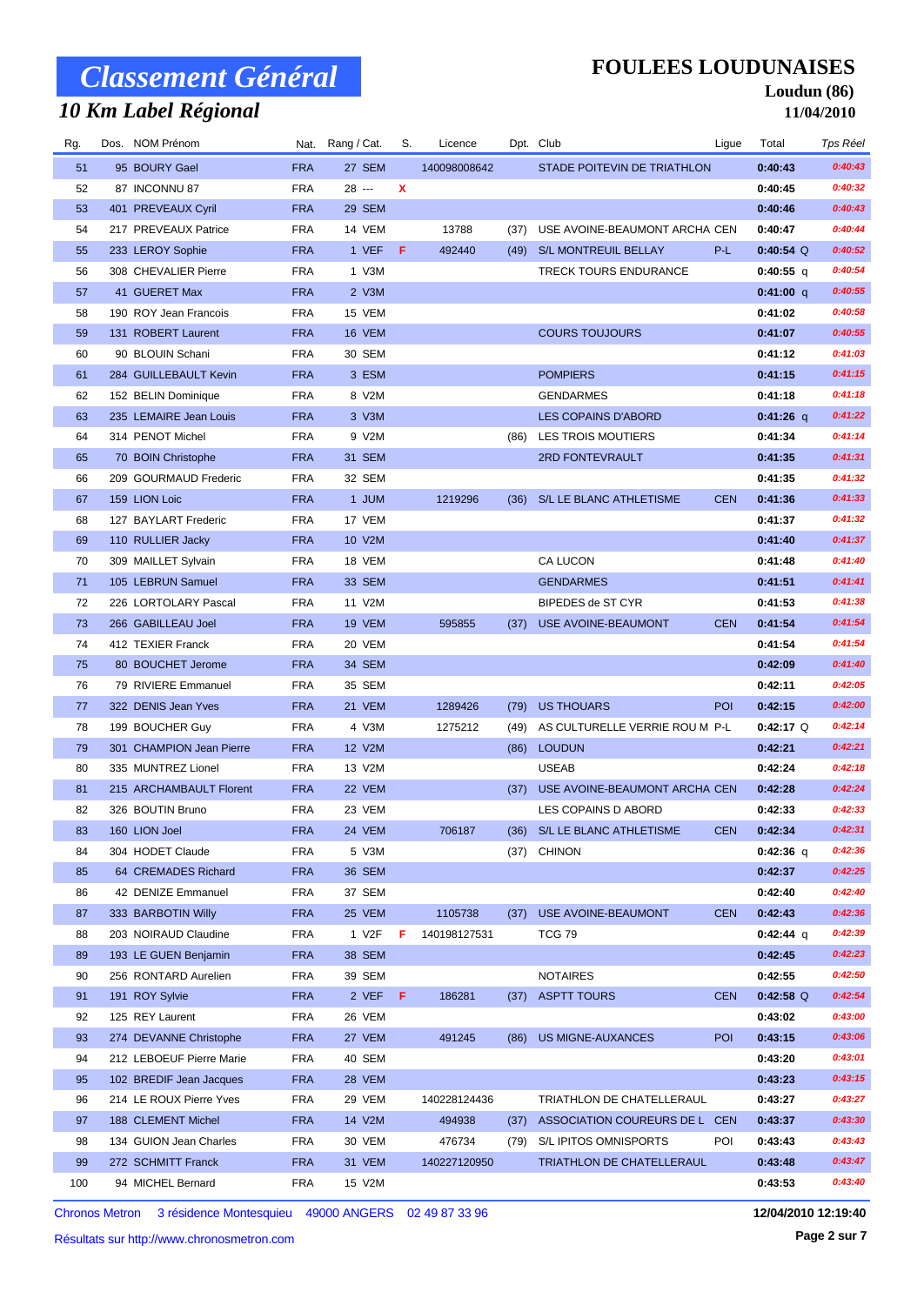# Classement Général

## 10 Km Label Régional

**FOULEES LOUDUNAISES**

**Loudun (86)**

**11/04/2010**

| Rg. | Dos. | NOM Prénom | Nat. | Rang / Cat. | S. | Licence | Dpt. | Club | Ligue | Total | Tps Réel |
|---|---|---|---|---|---|---|---|---|---|---|---|
| 51 | 95 | BOURY Gael | FRA | 27 SEM | | 140098008642 | | STADE POITEVIN DE TRIATHLON | | 0:40:43 | 0:40:43 |
| 52 | 87 | INCONNU 87 | FRA | 28 --- | X | | | | | 0:40:45 | 0:40:32 |
| 53 | 401 | PREVEAUX Cyril | FRA | 29 SEM | | | | | | 0:40:46 | 0:40:43 |
| 54 | 217 | PREVEAUX Patrice | FRA | 14 VEM | | 13788 | (37) | USE AVOINE-BEAUMONT ARCHA | CEN | 0:40:47 | 0:40:44 |
| 55 | 233 | LEROY Sophie | FRA | 1 VEF | F | 492440 | (49) | S/L MONTREUIL BELLAY | P-L | 0:40:54 Q | 0:40:52 |
| 56 | 308 | CHEVALIER Pierre | FRA | 1 V3M | | | | TRECK TOURS ENDURANCE | | 0:40:55 q | 0:40:54 |
| 57 | 41 | GUERET Max | FRA | 2 V3M | | | | | | 0:41:00 q | 0:40:55 |
| 58 | 190 | ROY Jean Francois | FRA | 15 VEM | | | | | | 0:41:02 | 0:40:58 |
| 59 | 131 | ROBERT Laurent | FRA | 16 VEM | | | | COURS TOUJOURS | | 0:41:07 | 0:40:55 |
| 60 | 90 | BLOUIN Schani | FRA | 30 SEM | | | | | | 0:41:12 | 0:41:03 |
| 61 | 284 | GUILLEBAULT Kevin | FRA | 3 ESM | | | | POMPIERS | | 0:41:15 | 0:41:15 |
| 62 | 152 | BELIN Dominique | FRA | 8 V2M | | | | GENDARMES | | 0:41:18 | 0:41:18 |
| 63 | 235 | LEMAIRE Jean Louis | FRA | 3 V3M | | | | LES COPAINS D'ABORD | | 0:41:26 q | 0:41:22 |
| 64 | 314 | PENOT Michel | FRA | 9 V2M | | | (86) | LES TROIS MOUTIERS | | 0:41:34 | 0:41:14 |
| 65 | 70 | BOIN Christophe | FRA | 31 SEM | | | | 2RD FONTEVRAULT | | 0:41:35 | 0:41:31 |
| 66 | 209 | GOURMAUD Frederic | FRA | 32 SEM | | | | | | 0:41:35 | 0:41:32 |
| 67 | 159 | LION Loic | FRA | 1 JUM | | 1219296 | (36) | S/L LE BLANC ATHLETISME | CEN | 0:41:36 | 0:41:33 |
| 68 | 127 | BAYLART Frederic | FRA | 17 VEM | | | | | | 0:41:37 | 0:41:32 |
| 69 | 110 | RULLIER Jacky | FRA | 10 V2M | | | | | | 0:41:40 | 0:41:37 |
| 70 | 309 | MAILLET Sylvain | FRA | 18 VEM | | | | CA LUCON | | 0:41:48 | 0:41:40 |
| 71 | 105 | LEBRUN Samuel | FRA | 33 SEM | | | | GENDARMES | | 0:41:51 | 0:41:41 |
| 72 | 226 | LORTOLARY Pascal | FRA | 11 V2M | | | | BIPEDES de ST CYR | | 0:41:53 | 0:41:38 |
| 73 | 266 | GABILLEAU Joel | FRA | 19 VEM | | 595855 | (37) | USE AVOINE-BEAUMONT | CEN | 0:41:54 | 0:41:54 |
| 74 | 412 | TEXIER Franck | FRA | 20 VEM | | | | | | 0:41:54 | 0:41:54 |
| 75 | 80 | BOUCHET Jerome | FRA | 34 SEM | | | | | | 0:42:09 | 0:41:40 |
| 76 | 79 | RIVIERE Emmanuel | FRA | 35 SEM | | | | | | 0:42:11 | 0:42:05 |
| 77 | 322 | DENIS Jean Yves | FRA | 21 VEM | | 1289426 | (79) | US THOUARS | POI | 0:42:15 | 0:42:00 |
| 78 | 199 | BOUCHER Guy | FRA | 4 V3M | | 1275212 | (49) | AS CULTURELLE VERRIE ROU M | P-L | 0:42:17 Q | 0:42:14 |
| 79 | 301 | CHAMPION Jean Pierre | FRA | 12 V2M | | | (86) | LOUDUN | | 0:42:21 | 0:42:21 |
| 80 | 335 | MUNTREZ Lionel | FRA | 13 V2M | | | | USEAB | | 0:42:24 | 0:42:18 |
| 81 | 215 | ARCHAMBAULT Florent | FRA | 22 VEM | | | (37) | USE AVOINE-BEAUMONT ARCHA | CEN | 0:42:28 | 0:42:24 |
| 82 | 326 | BOUTIN Bruno | FRA | 23 VEM | | | | LES COPAINS D ABORD | | 0:42:33 | 0:42:33 |
| 83 | 160 | LION Joel | FRA | 24 VEM | | 706187 | (36) | S/L LE BLANC ATHLETISME | CEN | 0:42:34 | 0:42:31 |
| 84 | 304 | HODET Claude | FRA | 5 V3M | | | (37) | CHINON | | 0:42:36 q | 0:42:36 |
| 85 | 64 | CREMADES Richard | FRA | 36 SEM | | | | | | 0:42:37 | 0:42:25 |
| 86 | 42 | DENIZE Emmanuel | FRA | 37 SEM | | | | | | 0:42:40 | 0:42:40 |
| 87 | 333 | BARBOTIN Willy | FRA | 25 VEM | | 1105738 | (37) | USE AVOINE-BEAUMONT | CEN | 0:42:43 | 0:42:36 |
| 88 | 203 | NOIRAUD Claudine | FRA | 1 V2F | F | 140198127531 | | TCG 79 | | 0:42:44 q | 0:42:39 |
| 89 | 193 | LE GUEN Benjamin | FRA | 38 SEM | | | | | | 0:42:45 | 0:42:23 |
| 90 | 256 | RONTARD Aurelien | FRA | 39 SEM | | | | NOTAIRES | | 0:42:55 | 0:42:50 |
| 91 | 191 | ROY Sylvie | FRA | 2 VEF | F | 186281 | (37) | ASPTT TOURS | CEN | 0:42:58 Q | 0:42:54 |
| 92 | 125 | REY Laurent | FRA | 26 VEM | | | | | | 0:43:02 | 0:43:00 |
| 93 | 274 | DEVANNE Christophe | FRA | 27 VEM | | 491245 | (86) | US MIGNE-AUXANCES | POI | 0:43:15 | 0:43:06 |
| 94 | 212 | LEBOEUF Pierre Marie | FRA | 40 SEM | | | | | | 0:43:20 | 0:43:01 |
| 95 | 102 | BREDIF Jean Jacques | FRA | 28 VEM | | | | | | 0:43:23 | 0:43:15 |
| 96 | 214 | LE ROUX Pierre Yves | FRA | 29 VEM | | 140228124436 | | TRIATHLON DE CHATELLERAUL | | 0:43:27 | 0:43:27 |
| 97 | 188 | CLEMENT Michel | FRA | 14 V2M | | 494938 | (37) | ASSOCIATION COUREURS DE L | CEN | 0:43:37 | 0:43:30 |
| 98 | 134 | GUION Jean Charles | FRA | 30 VEM | | 476734 | (79) | S/L IPITOS OMNISPORTS | POI | 0:43:43 | 0:43:43 |
| 99 | 272 | SCHMITT Franck | FRA | 31 VEM | | 140227120950 | | TRIATHLON DE CHATELLERAUL | | 0:43:48 | 0:43:47 |
| 100 | 94 | MICHEL Bernard | FRA | 15 V2M | | | | | | 0:43:53 | 0:43:40 |

Chronos Metron 3 résidence Montesquieu 49000 ANGERS 02 49 87 33 96

Résultats sur http://www.chronosmetron.com

12/04/2010 12:19:40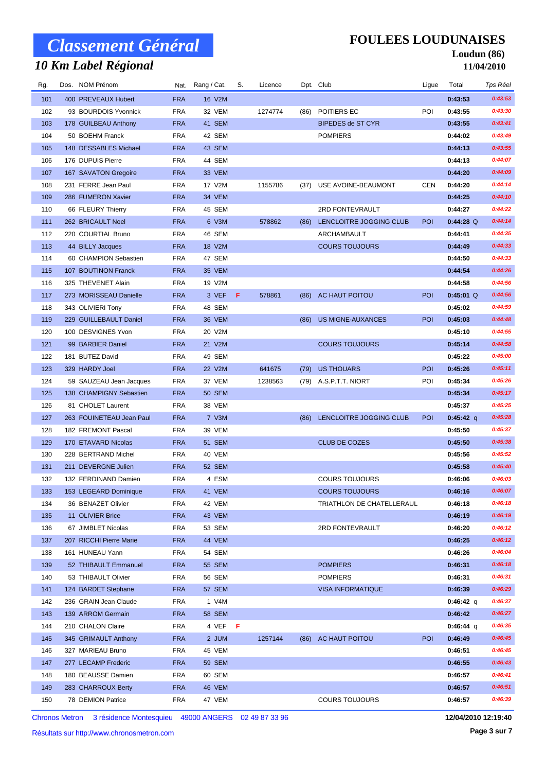# Classement Général

## 10 Km Label Régional

**FOULEES LOUDUNAISES**

**Loudun (86)**

**11/04/2010**

| Rg. | Dos. | NOM Prénom | Nat. | Rang / Cat. | S. | Licence | Dpt. | Club | Ligue | Total | Tps Réel |
|---|---|---|---|---|---|---|---|---|---|---|---|
| 101 | 400 | PREVEAUX Hubert | FRA | 16 V2M | | | | | | 0:43:53 | 0:43:53 |
| 102 | 93 | BOURDOIS Yvonnick | FRA | 32 VEM | | 1274774 | (86) | POITIERS EC | POI | 0:43:55 | 0:43:30 |
| 103 | 178 | GUILBEAU Anthony | FRA | 41 SEM | | | | BIPEDES de ST CYR | | 0:43:55 | 0:43:41 |
| 104 | 50 | BOEHM Franck | FRA | 42 SEM | | | | POMPIERS | | 0:44:02 | 0:43:49 |
| 105 | 148 | DESSABLES Michael | FRA | 43 SEM | | | | | | 0:44:13 | 0:43:55 |
| 106 | 176 | DUPUIS Pierre | FRA | 44 SEM | | | | | | 0:44:13 | 0:44:07 |
| 107 | 167 | SAVATON Gregoire | FRA | 33 VEM | | | | | | 0:44:20 | 0:44:09 |
| 108 | 231 | FERRE Jean Paul | FRA | 17 V2M | | 1155786 | (37) | USE AVOINE-BEAUMONT | CEN | 0:44:20 | 0:44:14 |
| 109 | 286 | FUMERON Xavier | FRA | 34 VEM | | | | | | 0:44:25 | 0:44:10 |
| 110 | 66 | FLEURY Thierry | FRA | 45 SEM | | | | 2RD FONTEVRAULT | | 0:44:27 | 0:44:22 |
| 111 | 262 | BRICAULT Noel | FRA | 6 V3M | | 578862 | (86) | LENCLOITRE JOGGING CLUB | POI | 0:44:28 Q | 0:44:14 |
| 112 | 220 | COURTIAL Bruno | FRA | 46 SEM | | | | ARCHAMBAULT | | 0:44:41 | 0:44:35 |
| 113 | 44 | BILLY Jacques | FRA | 18 V2M | | | | COURS TOUJOURS | | 0:44:49 | 0:44:33 |
| 114 | 60 | CHAMPION Sebastien | FRA | 47 SEM | | | | | | 0:44:50 | 0:44:33 |
| 115 | 107 | BOUTINON Franck | FRA | 35 VEM | | | | | | 0:44:54 | 0:44:26 |
| 116 | 325 | THEVENET Alain | FRA | 19 V2M | | | | | | 0:44:58 | 0:44:56 |
| 117 | 273 | MORISSEAU Danielle | FRA | 3 VEF | F | 578861 | (86) | AC HAUT POITOU | POI | 0:45:01 Q | 0:44:56 |
| 118 | 343 | OLIVIERI Tony | FRA | 48 SEM | | | | | | 0:45:02 | 0:44:59 |
| 119 | 229 | GUILLEBAULT Daniel | FRA | 36 VEM | | | (86) | US MIGNE-AUXANCES | POI | 0:45:03 | 0:44:48 |
| 120 | 100 | DESVIGNES Yvon | FRA | 20 V2M | | | | | | 0:45:10 | 0:44:55 |
| 121 | 99 | BARBIER Daniel | FRA | 21 V2M | | | | COURS TOUJOURS | | 0:45:14 | 0:44:58 |
| 122 | 181 | BUTEZ David | FRA | 49 SEM | | | | | | 0:45:22 | 0:45:00 |
| 123 | 329 | HARDY Joel | FRA | 22 V2M | | 641675 | (79) | US THOUARS | POI | 0:45:26 | 0:45:11 |
| 124 | 59 | SAUZEAU Jean Jacques | FRA | 37 VEM | | 1238563 | (79) | A.S.P.T.T. NIORT | POI | 0:45:34 | 0:45:26 |
| 125 | 138 | CHAMPIGNY Sebastien | FRA | 50 SEM | | | | | | 0:45:34 | 0:45:17 |
| 126 | 81 | CHOLET Laurent | FRA | 38 VEM | | | | | | 0:45:37 | 0:45:25 |
| 127 | 263 | FOUINETEAU Jean Paul | FRA | 7 V3M | | | (86) | LENCLOITRE JOGGING CLUB | POI | 0:45:42 q | 0:45:28 |
| 128 | 182 | FREMONT Pascal | FRA | 39 VEM | | | | | | 0:45:50 | 0:45:37 |
| 129 | 170 | ETAVARD Nicolas | FRA | 51 SEM | | | | CLUB DE COZES | | 0:45:50 | 0:45:38 |
| 130 | 228 | BERTRAND Michel | FRA | 40 VEM | | | | | | 0:45:56 | 0:45:52 |
| 131 | 211 | DEVERGNE Julien | FRA | 52 SEM | | | | | | 0:45:58 | 0:45:40 |
| 132 | 132 | FERDINAND Damien | FRA | 4 ESM | | | | COURS TOUJOURS | | 0:46:06 | 0:46:03 |
| 133 | 153 | LEGEARD Dominique | FRA | 41 VEM | | | | COURS TOUJOURS | | 0:46:16 | 0:46:07 |
| 134 | 36 | BENAZET Olivier | FRA | 42 VEM | | | | TRIATHLON DE CHATELLERAUL | | 0:46:18 | 0:46:18 |
| 135 | 11 | OLIVIER Brice | FRA | 43 VEM | | | | | | 0:46:19 | 0:46:19 |
| 136 | 67 | JIMBLET Nicolas | FRA | 53 SEM | | | | 2RD FONTEVRAULT | | 0:46:20 | 0:46:12 |
| 137 | 207 | RICCHI Pierre Marie | FRA | 44 VEM | | | | | | 0:46:25 | 0:46:12 |
| 138 | 161 | HUNEAU Yann | FRA | 54 SEM | | | | | | 0:46:26 | 0:46:04 |
| 139 | 52 | THIBAULT Emmanuel | FRA | 55 SEM | | | | POMPIERS | | 0:46:31 | 0:46:18 |
| 140 | 53 | THIBAULT Olivier | FRA | 56 SEM | | | | POMPIERS | | 0:46:31 | 0:46:31 |
| 141 | 124 | BARDET Stephane | FRA | 57 SEM | | | | VISA INFORMATIQUE | | 0:46:39 | 0:46:29 |
| 142 | 236 | GRAIN Jean Claude | FRA | 1 V4M | | | | | | 0:46:42 q | 0:46:37 |
| 143 | 139 | ARROM Germain | FRA | 58 SEM | | | | | | 0:46:42 | 0:46:27 |
| 144 | 210 | CHALON Claire | FRA | 4 VEF | F | | | | | 0:46:44 q | 0:46:35 |
| 145 | 345 | GRIMAULT Anthony | FRA | 2 JUM | | 1257144 | (86) | AC HAUT POITOU | POI | 0:46:49 | 0:46:45 |
| 146 | 327 | MARIEAU Bruno | FRA | 45 VEM | | | | | | 0:46:51 | 0:46:45 |
| 147 | 277 | LECAMP Frederic | FRA | 59 SEM | | | | | | 0:46:55 | 0:46:43 |
| 148 | 180 | BEAUSSE Damien | FRA | 60 SEM | | | | | | 0:46:57 | 0:46:41 |
| 149 | 283 | CHARROUX Berty | FRA | 46 VEM | | | | | | 0:46:57 | 0:46:51 |
| 150 | 78 | DEMION Patrice | FRA | 47 VEM | | | | COURS TOUJOURS | | 0:46:57 | 0:46:39 |

Chronos Metron 3 résidence Montesquieu 49000 ANGERS 02 49 87 33 96

Résultats sur http://www.chronosmetron.com

12/04/2010 12:19:40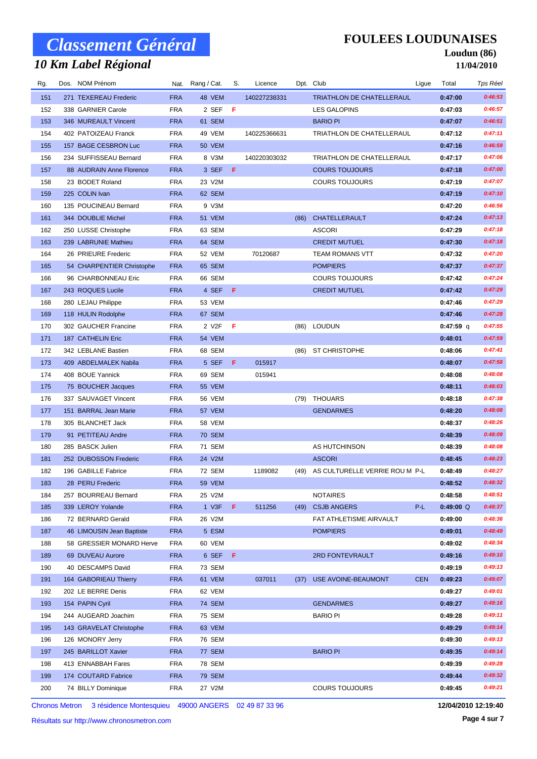# Classement Général

## 10 Km Label Régional

**FOULEES LOUDUNAISES**
**Loudun (86)**
**11/04/2010**

| Rg. | Dos. | NOM Prénom | Nat. | Rang / Cat. | S. | Licence | Dpt. | Club | Ligue | Total | Tps Réel |
|---|---|---|---|---|---|---|---|---|---|---|---|
| 151 | 271 | TEXEREAU Frederic | FRA | 48 VEM | | 140227238331 | | TRIATHLON DE CHATELLERAUL | | 0:47:00 | 0:46:53 |
| 152 | 338 | GARNIER Carole | FRA | 2 SEF | F | | | LES GALOPINS | | 0:47:03 | 0:46:57 |
| 153 | 346 | MUREAULT Vincent | FRA | 61 SEM | | | | BARIO PI | | 0:47:07 | 0:46:51 |
| 154 | 402 | PATOIZEAU Franck | FRA | 49 VEM | | 140225366631 | | TRIATHLON DE CHATELLERAUL | | 0:47:12 | 0:47:11 |
| 155 | 157 | BAGE CESBRON Luc | FRA | 50 VEM | | | | | | 0:47:16 | 0:46:59 |
| 156 | 234 | SUFFISSEAU Bernard | FRA | 8 V3M | | 140220303032 | | TRIATHLON DE CHATELLERAUL | | 0:47:17 | 0:47:06 |
| 157 | 88 | AUDRAIN Anne Florence | FRA | 3 SEF | F | | | COURS TOUJOURS | | 0:47:18 | 0:47:00 |
| 158 | 23 | BODET Roland | FRA | 23 V2M | | | | COURS TOUJOURS | | 0:47:19 | 0:47:07 |
| 159 | 225 | COLIN Ivan | FRA | 62 SEM | | | | | | 0:47:19 | 0:47:10 |
| 160 | 135 | POUCINEAU Bernard | FRA | 9 V3M | | | | | | 0:47:20 | 0:46:56 |
| 161 | 344 | DOUBLIE Michel | FRA | 51 VEM | | | (86) | CHATELLERAULT | | 0:47:24 | 0:47:13 |
| 162 | 250 | LUSSE Christophe | FRA | 63 SEM | | | | ASCORI | | 0:47:29 | 0:47:18 |
| 163 | 239 | LABRUNIE Mathieu | FRA | 64 SEM | | | | CREDIT MUTUEL | | 0:47:30 | 0:47:18 |
| 164 | 26 | PRIEURE Frederic | FRA | 52 VEM | | 70120687 | | TEAM ROMANS VTT | | 0:47:32 | 0:47:20 |
| 165 | 54 | CHARPENTIER Christophe | FRA | 65 SEM | | | | POMPIERS | | 0:47:37 | 0:47:37 |
| 166 | 96 | CHARBONNEAU Eric | FRA | 66 SEM | | | | COURS TOUJOURS | | 0:47:42 | 0:47:24 |
| 167 | 243 | ROQUES Lucile | FRA | 4 SEF | F | | | CREDIT MUTUEL | | 0:47:42 | 0:47:29 |
| 168 | 280 | LEJAU Philippe | FRA | 53 VEM | | | | | | 0:47:46 | 0:47:29 |
| 169 | 118 | HULIN Rodolphe | FRA | 67 SEM | | | | | | 0:47:46 | 0:47:28 |
| 170 | 302 | GAUCHER Francine | FRA | 2 V2F | F | | (86) | LOUDUN | | 0:47:59 q | 0:47:55 |
| 171 | 187 | CATHELIN Eric | FRA | 54 VEM | | | | | | 0:48:01 | 0:47:59 |
| 172 | 342 | LEBLANE Bastien | FRA | 68 SEM | | | (86) | ST CHRISTOPHE | | 0:48:06 | 0:47:41 |
| 173 | 409 | ABDELMALEK Nabila | FRA | 5 SEF | F | 015917 | | | | 0:48:07 | 0:47:58 |
| 174 | 408 | BOUE Yannick | FRA | 69 SEM | | 015941 | | | | 0:48:08 | 0:48:08 |
| 175 | 75 | BOUCHER Jacques | FRA | 55 VEM | | | | | | 0:48:11 | 0:48:03 |
| 176 | 337 | SAUVAGET Vincent | FRA | 56 VEM | | | (79) | THOUARS | | 0:48:18 | 0:47:38 |
| 177 | 151 | BARRAL Jean Marie | FRA | 57 VEM | | | | GENDARMES | | 0:48:20 | 0:48:08 |
| 178 | 305 | BLANCHET Jack | FRA | 58 VEM | | | | | | 0:48:37 | 0:48:26 |
| 179 | 91 | PETITEAU Andre | FRA | 70 SEM | | | | | | 0:48:39 | 0:48:09 |
| 180 | 285 | BASCK Julien | FRA | 71 SEM | | | | AS HUTCHINSON | | 0:48:39 | 0:48:08 |
| 181 | 252 | DUBOSSON Frederic | FRA | 24 V2M | | | | ASCORI | | 0:48:45 | 0:48:23 |
| 182 | 196 | GABILLE Fabrice | FRA | 72 SEM | | 1189082 | (49) | AS CULTURELLE VERRIE ROU M | P-L | 0:48:49 | 0:48:27 |
| 183 | 28 | PERU Frederic | FRA | 59 VEM | | | | | | 0:48:52 | 0:48:32 |
| 184 | 257 | BOURREAU Bernard | FRA | 25 V2M | | | | NOTAIRES | | 0:48:58 | 0:48:51 |
| 185 | 339 | LEROY Yolande | FRA | 1 V3F | F | 511256 | (49) | CSJB ANGERS | P-L | 0:49:00 Q | 0:48:37 |
| 186 | 72 | BERNARD Gerald | FRA | 26 V2M | | | | FAT ATHLETISME AIRVAULT | | 0:49:00 | 0:48:36 |
| 187 | 46 | LIMOUSIN Jean Baptiste | FRA | 5 ESM | | | | POMPIERS | | 0:49:01 | 0:48:49 |
| 188 | 58 | GRESSIER MONARD Herve | FRA | 60 VEM | | | | | | 0:49:02 | 0:48:34 |
| 189 | 69 | DUVEAU Aurore | FRA | 6 SEF | F | | | 2RD FONTEVRAULT | | 0:49:16 | 0:49:10 |
| 190 | 40 | DESCAMPS David | FRA | 73 SEM | | | | | | 0:49:19 | 0:49:13 |
| 191 | 164 | GABORIEAU Thierry | FRA | 61 VEM | | 037011 | (37) | USE AVOINE-BEAUMONT | CEN | 0:49:23 | 0:49:07 |
| 192 | 202 | LE BERRE Denis | FRA | 62 VEM | | | | | | 0:49:27 | 0:49:01 |
| 193 | 154 | PAPIN Cyril | FRA | 74 SEM | | | | GENDARMES | | 0:49:27 | 0:49:16 |
| 194 | 244 | AUGEARD Joachim | FRA | 75 SEM | | | | BARIO PI | | 0:49:28 | 0:49:11 |
| 195 | 143 | GRAVELAT Christophe | FRA | 63 VEM | | | | | | 0:49:29 | 0:49:14 |
| 196 | 126 | MONORY Jerry | FRA | 76 SEM | | | | | | 0:49:30 | 0:49:13 |
| 197 | 245 | BARILLOT Xavier | FRA | 77 SEM | | | | BARIO PI | | 0:49:35 | 0:49:14 |
| 198 | 413 | ENNABBAH Fares | FRA | 78 SEM | | | | | | 0:49:39 | 0:49:28 |
| 199 | 174 | COUTARD Fabrice | FRA | 79 SEM | | | | | | 0:49:44 | 0:49:32 |
| 200 | 74 | BILLY Dominique | FRA | 27 V2M | | | | COURS TOUJOURS | | 0:49:45 | 0:49:21 |

Chronos Metron 3 résidence Montesquieu 49000 ANGERS 02 49 87 33 96

Résultats sur http://www.chronosmetron.com

12/04/2010 12:19:40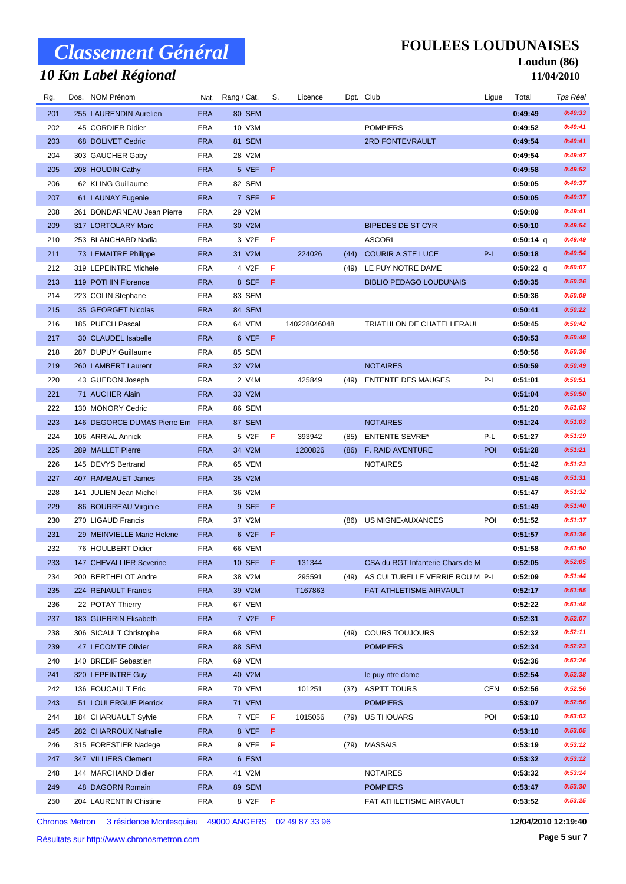# Classement Général

## 10 Km Label Régional

**FOULEES LOUDUNAISES**
**Loudun (86)**
**11/04/2010**

| Rg. | Dos. | NOM Prénom | Nat. | Rang / Cat. | S. | Licence | Dpt. | Club | Ligue | Total | Tps Réel |
|---|---|---|---|---|---|---|---|---|---|---|---|
| 201 | 255 | LAURENDIN Aurelien | FRA | 80 SEM | | | | | | 0:49:49 | 0:49:33 |
| 202 | 45 | CORDIER Didier | FRA | 10 V3M | | | | POMPIERS | | 0:49:52 | 0:49:41 |
| 203 | 68 | DOLIVET Cedric | FRA | 81 SEM | | | | 2RD FONTEVRAULT | | 0:49:54 | 0:49:41 |
| 204 | 303 | GAUCHER Gaby | FRA | 28 V2M | | | | | | 0:49:54 | 0:49:47 |
| 205 | 208 | HOUDIN Cathy | FRA | 5 VEF | F | | | | | 0:49:58 | 0:49:52 |
| 206 | 62 | KLING Guillaume | FRA | 82 SEM | | | | | | 0:50:05 | 0:49:37 |
| 207 | 61 | LAUNAY Eugenie | FRA | 7 SEF | F | | | | | 0:50:05 | 0:49:37 |
| 208 | 261 | BONDARNEAU Jean Pierre | FRA | 29 V2M | | | | | | 0:50:09 | 0:49:41 |
| 209 | 317 | LORTOLARY Marc | FRA | 30 V2M | | | | BIPEDES DE ST CYR | | 0:50:10 | 0:49:54 |
| 210 | 253 | BLANCHARD Nadia | FRA | 3 V2F | F | | | ASCORI | | 0:50:14 q | 0:49:49 |
| 211 | 73 | LEMAITRE Philippe | FRA | 31 V2M | | 224026 | (44) | COURIR A STE LUCE | P-L | 0:50:18 | 0:49:54 |
| 212 | 319 | LEPEINTRE Michele | FRA | 4 V2F | F | | (49) | LE PUY NOTRE DAME | | 0:50:22 q | 0:50:07 |
| 213 | 119 | POTHIN Florence | FRA | 8 SEF | F | | | BIBLIO PEDAGO LOUDUNAIS | | 0:50:35 | 0:50:26 |
| 214 | 223 | COLIN Stephane | FRA | 83 SEM | | | | | | 0:50:36 | 0:50:09 |
| 215 | 35 | GEORGET Nicolas | FRA | 84 SEM | | | | | | 0:50:41 | 0:50:22 |
| 216 | 185 | PUECH Pascal | FRA | 64 VEM | | 140228046048 | | TRIATHLON DE CHATELLERAUL | | 0:50:45 | 0:50:42 |
| 217 | 30 | CLAUDEL Isabelle | FRA | 6 VEF | F | | | | | 0:50:53 | 0:50:48 |
| 218 | 287 | DUPUY Guillaume | FRA | 85 SEM | | | | | | 0:50:56 | 0:50:36 |
| 219 | 260 | LAMBERT Laurent | FRA | 32 V2M | | | | NOTAIRES | | 0:50:59 | 0:50:49 |
| 220 | 43 | GUEDON Joseph | FRA | 2 V4M | | 425849 | (49) | ENTENTE DES MAUGES | P-L | 0:51:01 | 0:50:51 |
| 221 | 71 | AUCHER Alain | FRA | 33 V2M | | | | | | 0:51:04 | 0:50:50 |
| 222 | 130 | MONORY Cedric | FRA | 86 SEM | | | | | | 0:51:20 | 0:51:03 |
| 223 | 146 | DEGORCE DUMAS Pierre Em | FRA | 87 SEM | | | | NOTAIRES | | 0:51:24 | 0:51:03 |
| 224 | 106 | ARRIAL Annick | FRA | 5 V2F | F | 393942 | (85) | ENTENTE SEVRE* | P-L | 0:51:27 | 0:51:19 |
| 225 | 289 | MALLET Pierre | FRA | 34 V2M | | 1280826 | (86) | F. RAID AVENTURE | POI | 0:51:28 | 0:51:21 |
| 226 | 145 | DEVYS Bertrand | FRA | 65 VEM | | | | NOTAIRES | | 0:51:42 | 0:51:23 |
| 227 | 407 | RAMBAUET James | FRA | 35 V2M | | | | | | 0:51:46 | 0:51:31 |
| 228 | 141 | JULIEN Jean Michel | FRA | 36 V2M | | | | | | 0:51:47 | 0:51:32 |
| 229 | 86 | BOURREAU Virginie | FRA | 9 SEF | F | | | | | 0:51:49 | 0:51:40 |
| 230 | 270 | LIGAUD Francis | FRA | 37 V2M | | | (86) | US MIGNE-AUXANCES | POI | 0:51:52 | 0:51:37 |
| 231 | 29 | MEINVIELLE Marie Helene | FRA | 6 V2F | F | | | | | 0:51:57 | 0:51:36 |
| 232 | 76 | HOULBERT Didier | FRA | 66 VEM | | | | | | 0:51:58 | 0:51:50 |
| 233 | 147 | CHEVALLIER Severine | FRA | 10 SEF | F | 131344 | | CSA du RGT Infanterie Chars de M | | 0:52:05 | 0:52:05 |
| 234 | 200 | BERTHELOT Andre | FRA | 38 V2M | | 295591 | (49) | AS CULTURELLE VERRIE ROU M | P-L | 0:52:09 | 0:51:44 |
| 235 | 224 | RENAULT Francis | FRA | 39 V2M | | T167863 | | FAT ATHLETISME AIRVAULT | | 0:52:17 | 0:51:55 |
| 236 | 22 | POTAY Thierry | FRA | 67 VEM | | | | | | 0:52:22 | 0:51:48 |
| 237 | 183 | GUERRIN Elisabeth | FRA | 7 V2F | F | | | | | 0:52:31 | 0:52:07 |
| 238 | 306 | SICAULT Christophe | FRA | 68 VEM | | | (49) | COURS TOUJOURS | | 0:52:32 | 0:52:11 |
| 239 | 47 | LECOMTE Olivier | FRA | 88 SEM | | | | POMPIERS | | 0:52:34 | 0:52:23 |
| 240 | 140 | BREDIF Sebastien | FRA | 69 VEM | | | | | | 0:52:36 | 0:52:26 |
| 241 | 320 | LEPEINTRE Guy | FRA | 40 V2M | | | | le puy ntre dame | | 0:52:54 | 0:52:38 |
| 242 | 136 | FOUCAULT Eric | FRA | 70 VEM | | 101251 | (37) | ASPTT TOURS | CEN | 0:52:56 | 0:52:56 |
| 243 | 51 | LOULERGUE Pierrick | FRA | 71 VEM | | | | POMPIERS | | 0:53:07 | 0:52:56 |
| 244 | 184 | CHARUAULT Sylvie | FRA | 7 VEF | F | 1015056 | (79) | US THOUARS | POI | 0:53:10 | 0:53:03 |
| 245 | 282 | CHARROUX Nathalie | FRA | 8 VEF | F | | | | | 0:53:10 | 0:53:05 |
| 246 | 315 | FORESTIER Nadege | FRA | 9 VEF | F | | (79) | MASSAIS | | 0:53:19 | 0:53:12 |
| 247 | 347 | VILLIERS Clement | FRA | 6 ESM | | | | | | 0:53:32 | 0:53:12 |
| 248 | 144 | MARCHAND Didier | FRA | 41 V2M | | | | NOTAIRES | | 0:53:32 | 0:53:14 |
| 249 | 48 | DAGORN Romain | FRA | 89 SEM | | | | POMPIERS | | 0:53:47 | 0:53:30 |
| 250 | 204 | LAURENTIN Chistine | FRA | 8 V2F | F | | | FAT ATHLETISME AIRVAULT | | 0:53:52 | 0:53:25 |

Chronos Metron 3 résidence Montesquieu 49000 ANGERS 02 49 87 33 96 — 12/04/2010 12:19:40

Résultats sur http://www.chronosmetron.com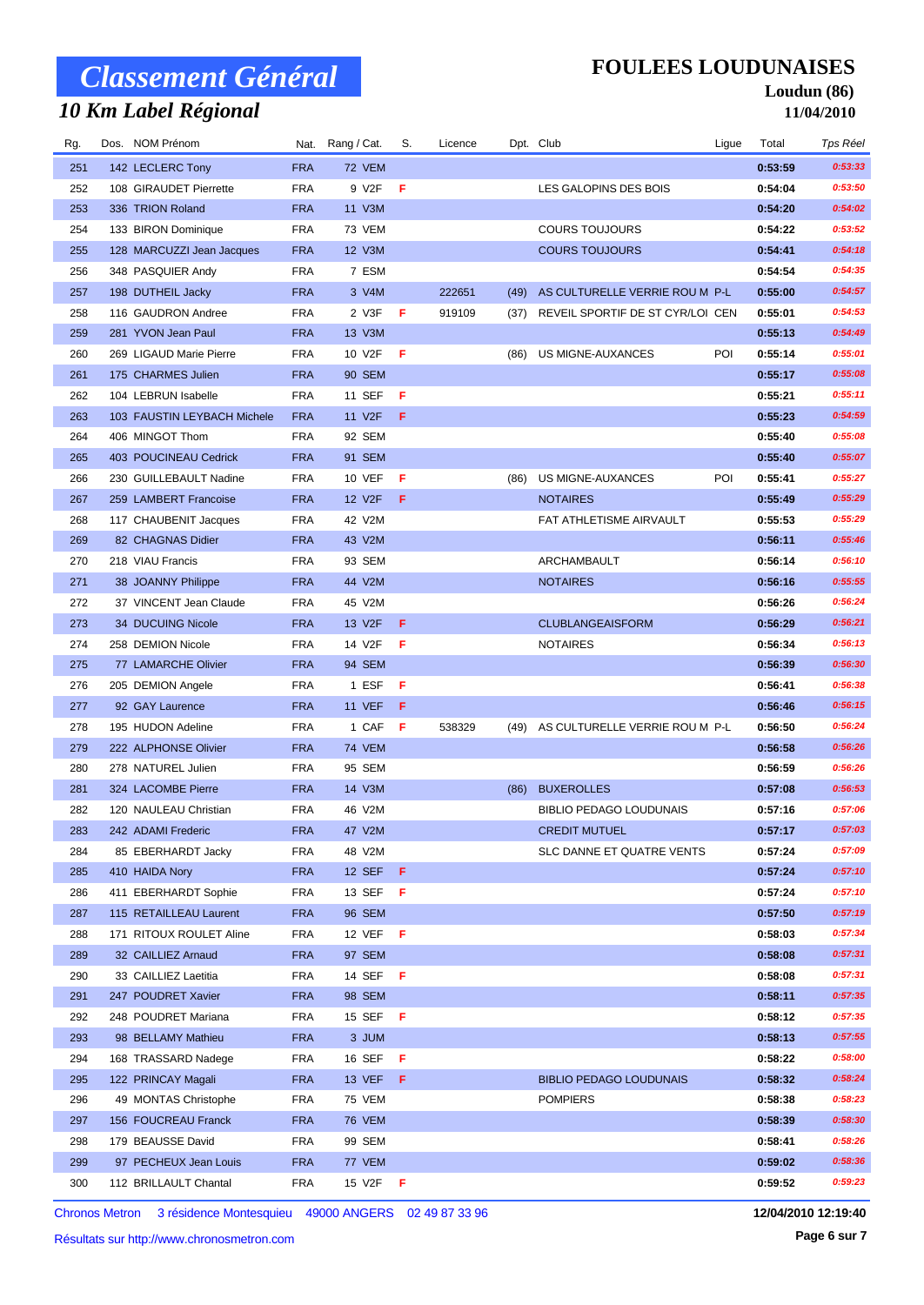# Classement Général

## 10 Km Label Régional

**FOULEES LOUDUNAISES**

**Loudun (86)**

**11/04/2010**

| Rg. | Dos. | NOM Prénom | Nat. | Rang / Cat. | S. | Licence | Dpt. | Club | Ligue | Total | Tps Réel |
|---|---|---|---|---|---|---|---|---|---|---|---|
| 251 | 142 | LECLERC Tony | FRA | 72 VEM | | | | | | 0:53:59 | 0:53:33 |
| 252 | 108 | GIRAUDET Pierrette | FRA | 9 V2F | F | | | LES GALOPINS DES BOIS | | 0:54:04 | 0:53:50 |
| 253 | 336 | TRION Roland | FRA | 11 V3M | | | | | | 0:54:20 | 0:54:02 |
| 254 | 133 | BIRON Dominique | FRA | 73 VEM | | | | COURS TOUJOURS | | 0:54:22 | 0:53:52 |
| 255 | 128 | MARCUZZI Jean Jacques | FRA | 12 V3M | | | | COURS TOUJOURS | | 0:54:41 | 0:54:18 |
| 256 | 348 | PASQUIER Andy | FRA | 7 ESM | | | | | | 0:54:54 | 0:54:35 |
| 257 | 198 | DUTHEIL Jacky | FRA | 3 V4M | | 222651 | (49) | AS CULTURELLE VERRIE ROU M | P-L | 0:55:00 | 0:54:57 |
| 258 | 116 | GAUDRON Andree | FRA | 2 V3F | F | 919109 | (37) | REVEIL SPORTIF DE ST CYR/LOI | CEN | 0:55:01 | 0:54:53 |
| 259 | 281 | YVON Jean Paul | FRA | 13 V3M | | | | | | 0:55:13 | 0:54:49 |
| 260 | 269 | LIGAUD Marie Pierre | FRA | 10 V2F | F | | (86) | US MIGNE-AUXANCES | POI | 0:55:14 | 0:55:01 |
| 261 | 175 | CHARMES Julien | FRA | 90 SEM | | | | | | 0:55:17 | 0:55:08 |
| 262 | 104 | LEBRUN Isabelle | FRA | 11 SEF | F | | | | | 0:55:21 | 0:55:11 |
| 263 | 103 | FAUSTIN LEYBACH Michele | FRA | 11 V2F | F | | | | | 0:55:23 | 0:54:59 |
| 264 | 406 | MINGOT Thom | FRA | 92 SEM | | | | | | 0:55:40 | 0:55:08 |
| 265 | 403 | POUCINEAU Cedrick | FRA | 91 SEM | | | | | | 0:55:40 | 0:55:07 |
| 266 | 230 | GUILLEBAULT Nadine | FRA | 10 VEF | F | | (86) | US MIGNE-AUXANCES | POI | 0:55:41 | 0:55:27 |
| 267 | 259 | LAMBERT Francoise | FRA | 12 V2F | F | | | NOTAIRES | | 0:55:49 | 0:55:29 |
| 268 | 117 | CHAUBENIT Jacques | FRA | 42 V2M | | | | FAT ATHLETISME AIRVAULT | | 0:55:53 | 0:55:29 |
| 269 | 82 | CHAGNAS Didier | FRA | 43 V2M | | | | | | 0:56:11 | 0:55:46 |
| 270 | 218 | VIAU Francis | FRA | 93 SEM | | | | ARCHAMBAULT | | 0:56:14 | 0:56:10 |
| 271 | 38 | JOANNY Philippe | FRA | 44 V2M | | | | NOTAIRES | | 0:56:16 | 0:55:55 |
| 272 | 37 | VINCENT Jean Claude | FRA | 45 V2M | | | | | | 0:56:26 | 0:56:24 |
| 273 | 34 | DUCUING Nicole | FRA | 13 V2F | F | | | CLUBLANGEAISFORM | | 0:56:29 | 0:56:21 |
| 274 | 258 | DEMION Nicole | FRA | 14 V2F | F | | | NOTAIRES | | 0:56:34 | 0:56:13 |
| 275 | 77 | LAMARCHE Olivier | FRA | 94 SEM | | | | | | 0:56:39 | 0:56:30 |
| 276 | 205 | DEMION Angele | FRA | 1 ESF | F | | | | | 0:56:41 | 0:56:38 |
| 277 | 92 | GAY Laurence | FRA | 11 VEF | F | | | | | 0:56:46 | 0:56:15 |
| 278 | 195 | HUDON Adeline | FRA | 1 CAF | F | 538329 | (49) | AS CULTURELLE VERRIE ROU M | P-L | 0:56:50 | 0:56:24 |
| 279 | 222 | ALPHONSE Olivier | FRA | 74 VEM | | | | | | 0:56:58 | 0:56:26 |
| 280 | 278 | NATUREL Julien | FRA | 95 SEM | | | | | | 0:56:59 | 0:56:26 |
| 281 | 324 | LACOMBE Pierre | FRA | 14 V3M | | | (86) | BUXEROLLES | | 0:57:08 | 0:56:53 |
| 282 | 120 | NAULEAU Christian | FRA | 46 V2M | | | | BIBLIO PEDAGO LOUDUNAIS | | 0:57:16 | 0:57:06 |
| 283 | 242 | ADAMI Frederic | FRA | 47 V2M | | | | CREDIT MUTUEL | | 0:57:17 | 0:57:03 |
| 284 | 85 | EBERHARDT Jacky | FRA | 48 V2M | | | | SLC DANNE ET QUATRE VENTS | | 0:57:24 | 0:57:09 |
| 285 | 410 | HAIDA Nory | FRA | 12 SEF | F | | | | | 0:57:24 | 0:57:10 |
| 286 | 411 | EBERHARDT Sophie | FRA | 13 SEF | F | | | | | 0:57:24 | 0:57:10 |
| 287 | 115 | RETAILLEAU Laurent | FRA | 96 SEM | | | | | | 0:57:50 | 0:57:19 |
| 288 | 171 | RITOUX ROULET Aline | FRA | 12 VEF | F | | | | | 0:58:03 | 0:57:34 |
| 289 | 32 | CAILLIEZ Arnaud | FRA | 97 SEM | | | | | | 0:58:08 | 0:57:31 |
| 290 | 33 | CAILLIEZ Laetitia | FRA | 14 SEF | F | | | | | 0:58:08 | 0:57:31 |
| 291 | 247 | POUDRET Xavier | FRA | 98 SEM | | | | | | 0:58:11 | 0:57:35 |
| 292 | 248 | POUDRET Mariana | FRA | 15 SEF | F | | | | | 0:58:12 | 0:57:35 |
| 293 | 98 | BELLAMY Mathieu | FRA | 3 JUM | | | | | | 0:58:13 | 0:57:55 |
| 294 | 168 | TRASSARD Nadege | FRA | 16 SEF | F | | | | | 0:58:22 | 0:58:00 |
| 295 | 122 | PRINCAY Magali | FRA | 13 VEF | F | | | BIBLIO PEDAGO LOUDUNAIS | | 0:58:32 | 0:58:24 |
| 296 | 49 | MONTAS Christophe | FRA | 75 VEM | | | | POMPIERS | | 0:58:38 | 0:58:23 |
| 297 | 156 | FOUCREAU Franck | FRA | 76 VEM | | | | | | 0:58:39 | 0:58:30 |
| 298 | 179 | BEAUSSE David | FRA | 99 SEM | | | | | | 0:58:41 | 0:58:26 |
| 299 | 97 | PECHEUX Jean Louis | FRA | 77 VEM | | | | | | 0:59:02 | 0:58:36 |
| 300 | 112 | BRILLAULT Chantal | FRA | 15 V2F | F | | | | | 0:59:52 | 0:59:23 |

Chronos Metron 3 résidence Montesquieu 49000 ANGERS 02 49 87 33 96

Résultats sur http://www.chronosmetron.com

12/04/2010 12:19:40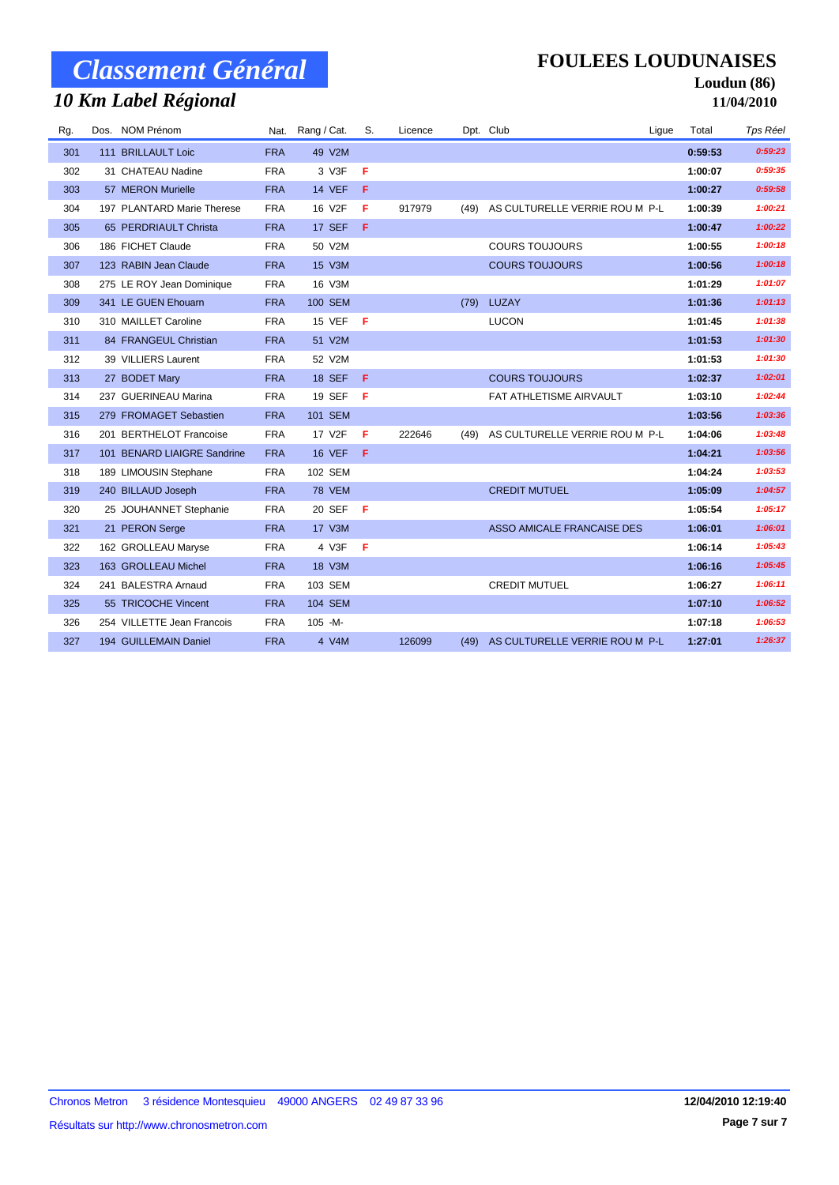# Classement Général

## 10 Km Label Régional

## FOULEES LOUDUNAISES

**Loudun (86)**

**11/04/2010**

| Rg. | Dos. | NOM Prénom | Nat. | Rang / Cat. | S. | Licence | Dpt. | Club | Ligue | Total | Tps Réel |
|---|---|---|---|---|---|---|---|---|---|---|---|
| 301 | 111 | BRILLAULT Loic | FRA | 49 V2M | | | | | | 0:59:53 | 0:59:23 |
| 302 | 31 | CHATEAU Nadine | FRA | 3 V3F | F | | | | | 1:00:07 | 0:59:35 |
| 303 | 57 | MERON Murielle | FRA | 14 VEF | F | | | | | 1:00:27 | 0:59:58 |
| 304 | 197 | PLANTARD Marie Therese | FRA | 16 V2F | F | 917979 | (49) | AS CULTURELLE VERRIE ROU M | P-L | 1:00:39 | 1:00:21 |
| 305 | 65 | PERDRIAULT Christa | FRA | 17 SEF | F | | | | | 1:00:47 | 1:00:22 |
| 306 | 186 | FICHET Claude | FRA | 50 V2M | | | | COURS TOUJOURS | | 1:00:55 | 1:00:18 |
| 307 | 123 | RABIN Jean Claude | FRA | 15 V3M | | | | COURS TOUJOURS | | 1:00:56 | 1:00:18 |
| 308 | 275 | LE ROY Jean Dominique | FRA | 16 V3M | | | | | | 1:01:29 | 1:01:07 |
| 309 | 341 | LE GUEN Ehouarn | FRA | 100 SEM | | | (79) | LUZAY | | 1:01:36 | 1:01:13 |
| 310 | 310 | MAILLET Caroline | FRA | 15 VEF | F | | | LUCON | | 1:01:45 | 1:01:38 |
| 311 | 84 | FRANGEUL Christian | FRA | 51 V2M | | | | | | 1:01:53 | 1:01:30 |
| 312 | 39 | VILLIERS Laurent | FRA | 52 V2M | | | | | | 1:01:53 | 1:01:30 |
| 313 | 27 | BODET Mary | FRA | 18 SEF | F | | | COURS TOUJOURS | | 1:02:37 | 1:02:01 |
| 314 | 237 | GUERINEAU Marina | FRA | 19 SEF | F | | | FAT ATHLETISME AIRVAULT | | 1:03:10 | 1:02:44 |
| 315 | 279 | FROMAGET Sebastien | FRA | 101 SEM | | | | | | 1:03:56 | 1:03:36 |
| 316 | 201 | BERTHELOT Francoise | FRA | 17 V2F | F | 222646 | (49) | AS CULTURELLE VERRIE ROU M | P-L | 1:04:06 | 1:03:48 |
| 317 | 101 | BENARD LIAIGRE Sandrine | FRA | 16 VEF | F | | | | | 1:04:21 | 1:03:56 |
| 318 | 189 | LIMOUSIN Stephane | FRA | 102 SEM | | | | | | 1:04:24 | 1:03:53 |
| 319 | 240 | BILLAUD Joseph | FRA | 78 VEM | | | | CREDIT MUTUEL | | 1:05:09 | 1:04:57 |
| 320 | 25 | JOUHANNET Stephanie | FRA | 20 SEF | F | | | | | 1:05:54 | 1:05:17 |
| 321 | 21 | PERON Serge | FRA | 17 V3M | | | | ASSO AMICALE FRANCAISE DES | | 1:06:01 | 1:06:01 |
| 322 | 162 | GROLLEAU Maryse | FRA | 4 V3F | F | | | | | 1:06:14 | 1:05:43 |
| 323 | 163 | GROLLEAU Michel | FRA | 18 V3M | | | | | | 1:06:16 | 1:05:45 |
| 324 | 241 | BALESTRA Arnaud | FRA | 103 SEM | | | | CREDIT MUTUEL | | 1:06:27 | 1:06:11 |
| 325 | 55 | TRICOCHE Vincent | FRA | 104 SEM | | | | | | 1:07:10 | 1:06:52 |
| 326 | 254 | VILLETTE Jean Francois | FRA | 105 -M- | | | | | | 1:07:18 | 1:06:53 |
| 327 | 194 | GUILLEMAIN Daniel | FRA | 4 V4M | | 126099 | (49) | AS CULTURELLE VERRIE ROU M | P-L | 1:27:01 | 1:26:37 |

Chronos Metron 3 résidence Montesquieu 49000 ANGERS 02 49 87 33 96

Résultats sur http://www.chronosmetron.com

**12/04/2010 12:19:40**